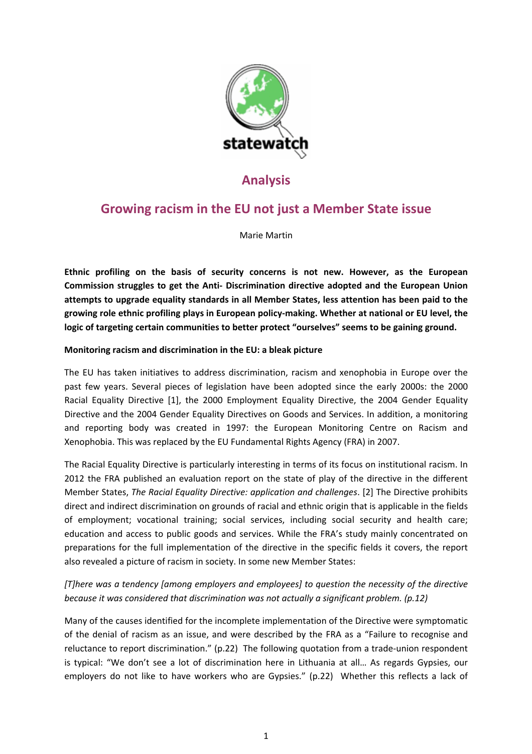statewatch

## Analysis

# Growing racism in the EU not just a Member State issue

Marie Martin

**Ethnic profiling on the basis of security concerns is not new. However, as the European Commission struggles to get the Anti- Discrimination directive adopted and the European Union attempts to upgrade equality standards in all Member States, less attention has been paid to the growing role ethnic profiling plays in European policy-making. Whether at national or EU level, the logic of targeting certain communities to better protect "ourselves" seems to be gaining ground.**

**Monitoring racism and discrimination in the EU: a bleak picture**

The EU has taken initiatives to address discrimination, racism and xenophobia in Europe over the past few years. Several pieces of legislation have been adopted since the early 2000s: the 2000 Racial Equality Directive [1], the 2000 Employment Equality Directive, the 2004 Gender Equality Directive and the 2004 Gender Equality Directives on Goods and Services. In addition, a monitoring and reporting body was created in 1997: the European Monitoring Centre on Racism and Xenophobia. This was replaced by the EU Fundamental Rights Agency (FRA) in 2007.

The Racial Equality Directive is particularly interesting in terms of its focus on institutional racism. In 2012 the FRA published an evaluation report on the state of play of the directive in the different Member States, *The Racial Equality Directive: application and challenges*. [2] The Directive prohibits direct and indirect discrimination on grounds of racial and ethnic origin that is applicable in the fields of employment; vocational training; social services, including social security and health care; education and access to public goods and services. While the FRA's study mainly concentrated on preparations for the full implementation of the directive in the specific fields it covers, the report also revealed a picture of racism in society. In some new Member States:

*[T]here was a tendency [among employers and employees] to question the necessity of the directive because it was considered that discrimination was not actually a significant problem. (p.12)*

Many of the causes identified for the incomplete implementation of the Directive were symptomatic of the denial of racism as an issue, and were described by the FRA as a "Failure to recognise and reluctance to report discrimination." (p.22) The following quotation from a trade-union respondent is typical: "We don't see a lot of discrimination here in Lithuania at all… As regards Gypsies, our employers do not like to have workers who are Gypsies." (p.22) Whether this reflects a lack of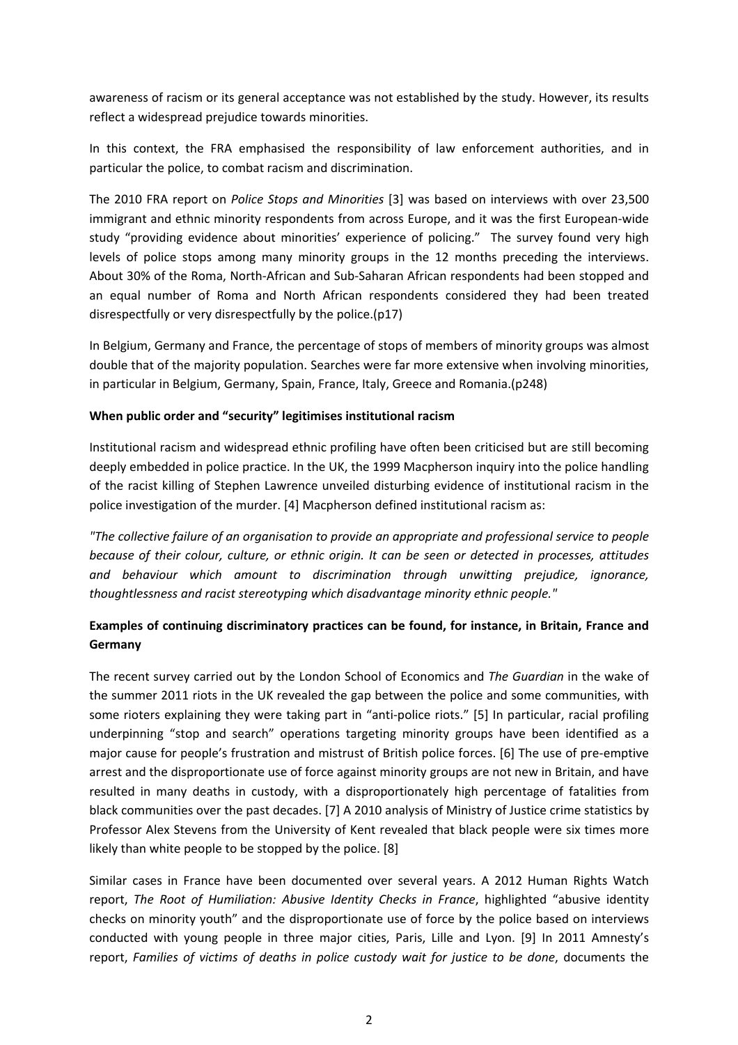awareness of racism or its general acceptance was not established by the study. However, its results reflect a widespread prejudice towards minorities.

In this context, the FRA emphasised the responsibility of law enforcement authorities, and in particular the police, to combat racism and discrimination.

The 2010 FRA report on *Police Stops and Minorities* [3] was based on interviews with over 23,500 immigrant and ethnic minority respondents from across Europe, and it was the first European-wide study "providing evidence about minorities' experience of policing." The survey found very high levels of police stops among many minority groups in the 12 months preceding the interviews. About 30% of the Roma, North-African and Sub-Saharan African respondents had been stopped and an equal number of Roma and North African respondents considered they had been treated disrespectfully or very disrespectfully by the police.(p17)

In Belgium, Germany and France, the percentage of stops of members of minority groups was almost double that of the majority population. Searches were far more extensive when involving minorities, in particular in Belgium, Germany, Spain, France, Italy, Greece and Romania.(p248)

**When public order and "security" legitimises institutional racism**

Institutional racism and widespread ethnic profiling have often been criticised but are still becoming deeply embedded in police practice. In the UK, the 1999 Macpherson inquiry into the police handling of the racist killing of Stephen Lawrence unveiled disturbing evidence of institutional racism in the police investigation of the murder. [4] Macpherson defined institutional racism as:

*"The collective failure of an organisation to provide an appropriate and professional service to people because of their colour, culture, or ethnic origin. It can be seen or detected in processes, attitudes and behaviour which amount to discrimination through unwitting prejudice, ignorance, thoughtlessness and racist stereotyping which disadvantage minority ethnic people."*

**Examples of continuing discriminatory practices can be found, for instance, in Britain, France and Germany**

The recent survey carried out by the London School of Economics and *The Guardian* in the wake of the summer 2011 riots in the UK revealed the gap between the police and some communities, with some rioters explaining they were taking part in "anti-police riots." [5] In particular, racial profiling underpinning "stop and search" operations targeting minority groups have been identified as a major cause for people's frustration and mistrust of British police forces. [6] The use of pre-emptive arrest and the disproportionate use of force against minority groups are not new in Britain, and have resulted in many deaths in custody, with a disproportionately high percentage of fatalities from black communities over the past decades. [7] A 2010 analysis of Ministry of Justice crime statistics by Professor Alex Stevens from the University of Kent revealed that black people were six times more likely than white people to be stopped by the police. [8]

Similar cases in France have been documented over several years. A 2012 Human Rights Watch report, *The Root of Humiliation: Abusive Identity Checks in France*, highlighted "abusive identity checks on minority youth" and the disproportionate use of force by the police based on interviews conducted with young people in three major cities, Paris, Lille and Lyon. [9] In 2011 Amnesty's report, *Families of victims of deaths in police custody wait for justice to be done*, documents the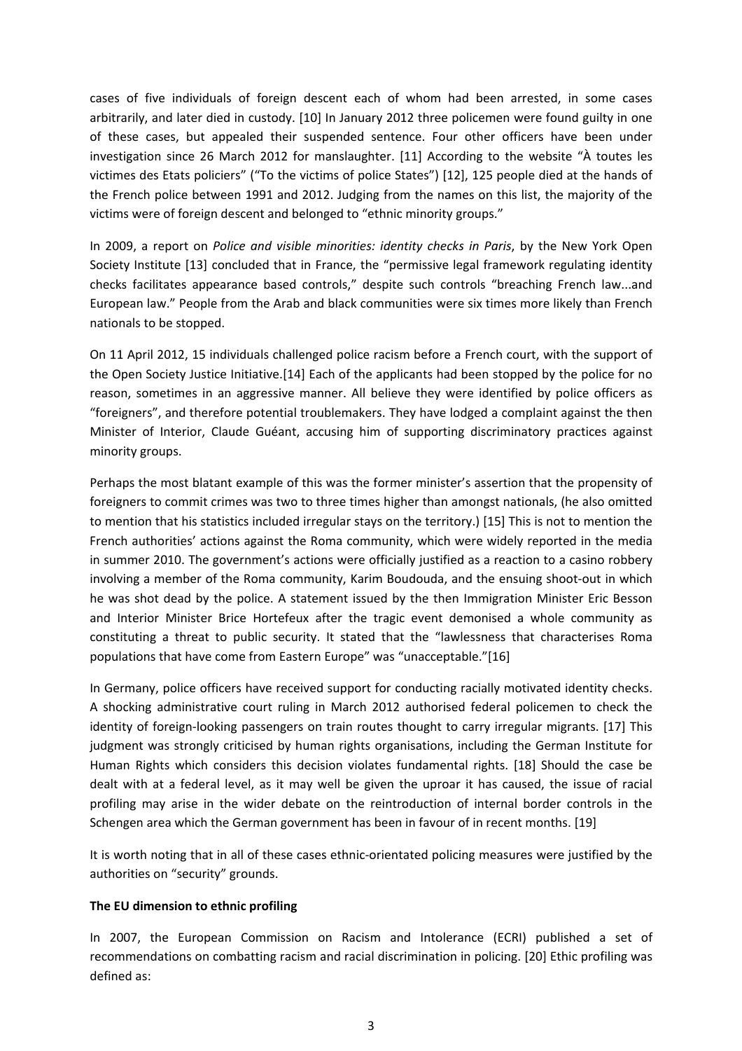cases of five individuals of foreign descent each of whom had been arrested, in some cases arbitrarily, and later died in custody. [10] In January 2012 three policemen were found guilty in one of these cases, but appealed their suspended sentence. Four other officers have been under investigation since 26 March 2012 for manslaughter. [11] According to the website "À toutes les victimes des Etats policiers" ("To the victims of police States") [12], 125 people died at the hands of the French police between 1991 and 2012. Judging from the names on this list, the majority of the victims were of foreign descent and belonged to "ethnic minority groups."

In 2009, a report on *Police and visible minorities: identity checks in Paris*, by the New York Open Society Institute [13] concluded that in France, the "permissive legal framework regulating identity checks facilitates appearance based controls," despite such controls "breaching French law...and European law." People from the Arab and black communities were six times more likely than French nationals to be stopped.

On 11 April 2012, 15 individuals challenged police racism before a French court, with the support of the Open Society Justice Initiative.[14] Each of the applicants had been stopped by the police for no reason, sometimes in an aggressive manner. All believe they were identified by police officers as "foreigners", and therefore potential troublemakers. They have lodged a complaint against the then Minister of Interior, Claude Guéant, accusing him of supporting discriminatory practices against minority groups.

Perhaps the most blatant example of this was the former minister's assertion that the propensity of foreigners to commit crimes was two to three times higher than amongst nationals, (he also omitted to mention that his statistics included irregular stays on the territory.) [15] This is not to mention the French authorities' actions against the Roma community, which were widely reported in the media in summer 2010. The government's actions were officially justified as a reaction to a casino robbery involving a member of the Roma community, Karim Boudouda, and the ensuing shoot-out in which he was shot dead by the police. A statement issued by the then Immigration Minister Eric Besson and Interior Minister Brice Hortefeux after the tragic event demonised a whole community as constituting a threat to public security. It stated that the "lawlessness that characterises Roma populations that have come from Eastern Europe" was "unacceptable."[16]

In Germany, police officers have received support for conducting racially motivated identity checks. A shocking administrative court ruling in March 2012 authorised federal policemen to check the identity of foreign-looking passengers on train routes thought to carry irregular migrants. [17] This judgment was strongly criticised by human rights organisations, including the German Institute for Human Rights which considers this decision violates fundamental rights. [18] Should the case be dealt with at a federal level, as it may well be given the uproar it has caused, the issue of racial profiling may arise in the wider debate on the reintroduction of internal border controls in the Schengen area which the German government has been in favour of in recent months. [19]

It is worth noting that in all of these cases ethnic-orientated policing measures were justified by the authorities on "security" grounds.

**The EU dimension to ethnic profiling**

In 2007, the European Commission on Racism and Intolerance (ECRI) published a set of recommendations on combatting racism and racial discrimination in policing. [20] Ethic profiling was defined as: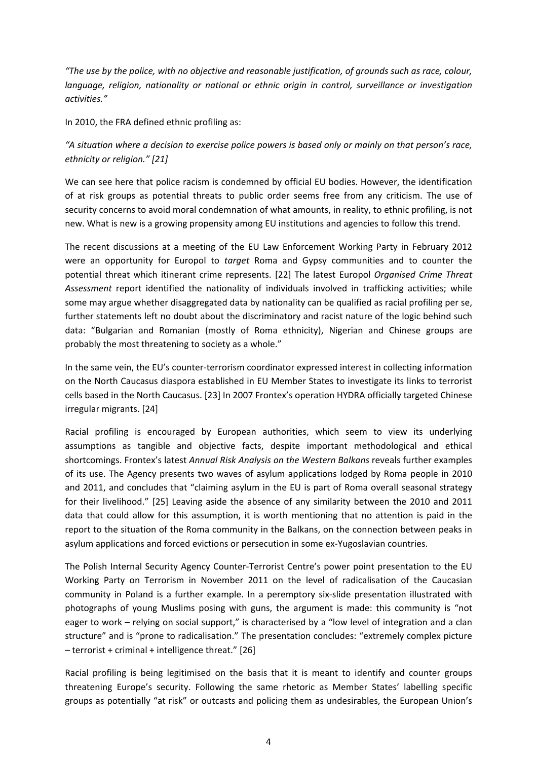*"The use by the police, with no objective and reasonable justification, of grounds such as race, colour, language, religion, nationality or national or ethnic origin in control, surveillance or investigation activities."*

In 2010, the FRA defined ethnic profiling as:

*"A situation where a decision to exercise police powers is based only or mainly on that person's race, ethnicity or religion." [21]*

We can see here that police racism is condemned by official EU bodies. However, the identification of at risk groups as potential threats to public order seems free from any criticism. The use of security concerns to avoid moral condemnation of what amounts, in reality, to ethnic profiling, is not new. What is new is a growing propensity among EU institutions and agencies to follow this trend.

The recent discussions at a meeting of the EU Law Enforcement Working Party in February 2012 were an opportunity for Europol to *target* Roma and Gypsy communities and to counter the potential threat which itinerant crime represents. [22] The latest Europol *Organised Crime Threat Assessment* report identified the nationality of individuals involved in trafficking activities; while some may argue whether disaggregated data by nationality can be qualified as racial profiling per se, further statements left no doubt about the discriminatory and racist nature of the logic behind such data: "Bulgarian and Romanian (mostly of Roma ethnicity), Nigerian and Chinese groups are probably the most threatening to society as a whole."

In the same vein, the EU's counter-terrorism coordinator expressed interest in collecting information on the North Caucasus diaspora established in EU Member States to investigate its links to terrorist cells based in the North Caucasus. [23] In 2007 Frontex's operation HYDRA officially targeted Chinese irregular migrants. [24]

Racial profiling is encouraged by European authorities, which seem to view its underlying assumptions as tangible and objective facts, despite important methodological and ethical shortcomings. Frontex's latest *Annual Risk Analysis on the Western Balkans* reveals further examples of its use. The Agency presents two waves of asylum applications lodged by Roma people in 2010 and 2011, and concludes that "claiming asylum in the EU is part of Roma overall seasonal strategy for their livelihood." [25] Leaving aside the absence of any similarity between the 2010 and 2011 data that could allow for this assumption, it is worth mentioning that no attention is paid in the report to the situation of the Roma community in the Balkans, on the connection between peaks in asylum applications and forced evictions or persecution in some ex-Yugoslavian countries.

The Polish Internal Security Agency Counter-Terrorist Centre's power point presentation to the EU Working Party on Terrorism in November 2011 on the level of radicalisation of the Caucasian community in Poland is a further example. In a peremptory six-slide presentation illustrated with photographs of young Muslims posing with guns, the argument is made: this community is "not eager to work – relying on social support," is characterised by a "low level of integration and a clan structure" and is "prone to radicalisation." The presentation concludes: "extremely complex picture – terrorist + criminal + intelligence threat." [26]

Racial profiling is being legitimised on the basis that it is meant to identify and counter groups threatening Europe's security. Following the same rhetoric as Member States' labelling specific groups as potentially "at risk" or outcasts and policing them as undesirables, the European Union's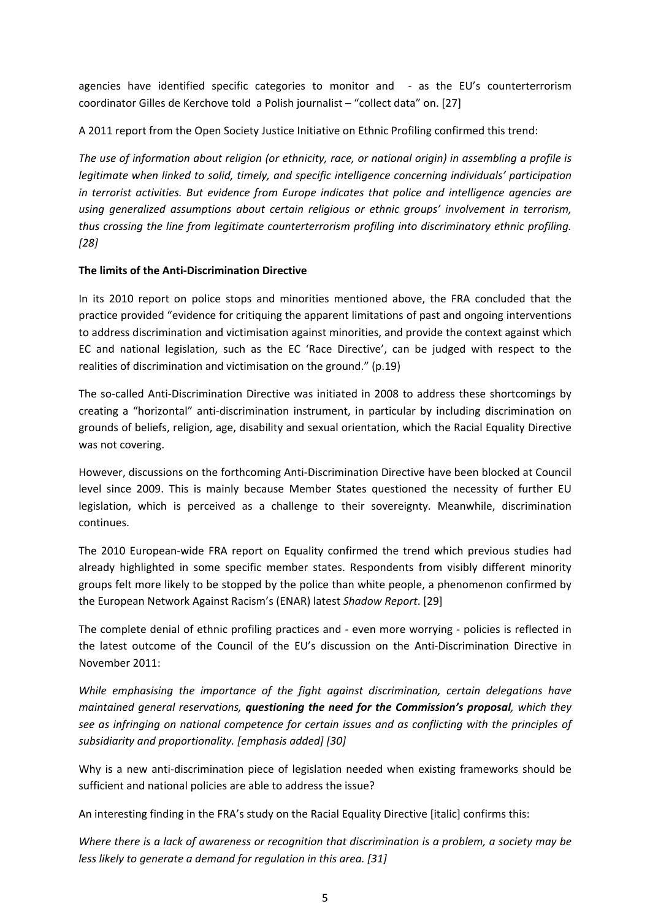agencies have identified specific categories to monitor and - as the EU's counterterrorism coordinator Gilles de Kerchove told a Polish journalist – "collect data" on. [27]

A 2011 report from the Open Society Justice Initiative on Ethnic Profiling confirmed this trend:

*The use of information about religion (or ethnicity, race, or national origin) in assembling a profile is legitimate when linked to solid, timely, and specific intelligence concerning individuals' participation in terrorist activities. But evidence from Europe indicates that police and intelligence agencies are using generalized assumptions about certain religious or ethnic groups' involvement in terrorism, thus crossing the line from legitimate counterterrorism profiling into discriminatory ethnic profiling. [28]*

**The limits of the Anti-Discrimination Directive**

In its 2010 report on police stops and minorities mentioned above, the FRA concluded that the practice provided "evidence for critiquing the apparent limitations of past and ongoing interventions to address discrimination and victimisation against minorities, and provide the context against which EC and national legislation, such as the EC 'Race Directive', can be judged with respect to the realities of discrimination and victimisation on the ground." (p.19)

The so-called Anti-Discrimination Directive was initiated in 2008 to address these shortcomings by creating a "horizontal" anti-discrimination instrument, in particular by including discrimination on grounds of beliefs, religion, age, disability and sexual orientation, which the Racial Equality Directive was not covering.

However, discussions on the forthcoming Anti-Discrimination Directive have been blocked at Council level since 2009. This is mainly because Member States questioned the necessity of further EU legislation, which is perceived as a challenge to their sovereignty. Meanwhile, discrimination continues.

The 2010 European-wide FRA report on Equality confirmed the trend which previous studies had already highlighted in some specific member states. Respondents from visibly different minority groups felt more likely to be stopped by the police than white people, a phenomenon confirmed by the European Network Against Racism's (ENAR) latest *Shadow Report*. [29]

The complete denial of ethnic profiling practices and - even more worrying - policies is reflected in the latest outcome of the Council of the EU's discussion on the Anti-Discrimination Directive in November 2011:

*While emphasising the importance of the fight against discrimination, certain delegations have maintained general reservations, **questioning the need for the Commission's proposal**, which they see as infringing on national competence for certain issues and as conflicting with the principles of subsidiarity and proportionality. [emphasis added] [30]*

Why is a new anti-discrimination piece of legislation needed when existing frameworks should be sufficient and national policies are able to address the issue?

An interesting finding in the FRA's study on the Racial Equality Directive [italic] confirms this:

*Where there is a lack of awareness or recognition that discrimination is a problem, a society may be less likely to generate a demand for regulation in this area. [31]*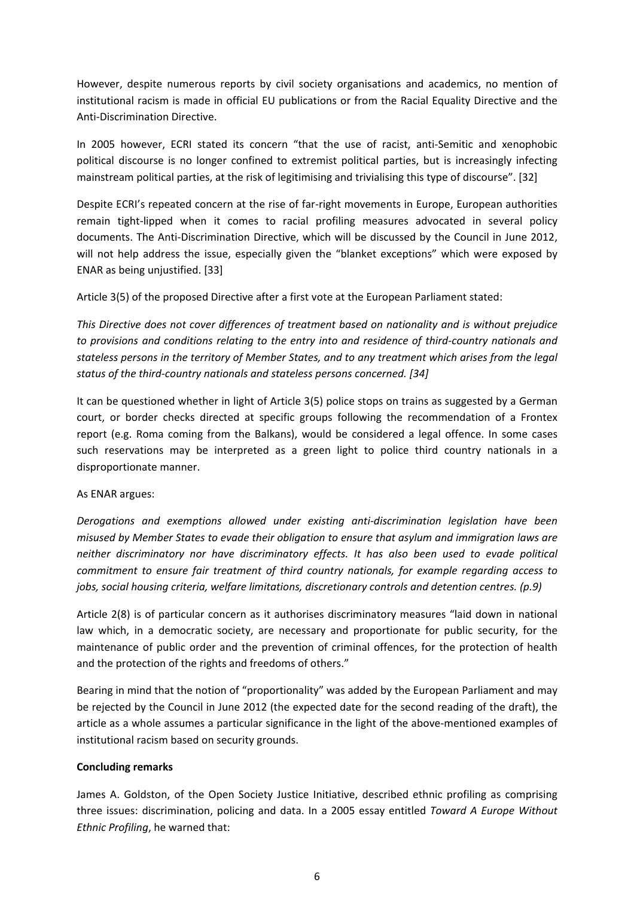However, despite numerous reports by civil society organisations and academics, no mention of institutional racism is made in official EU publications or from the Racial Equality Directive and the Anti-Discrimination Directive.

In 2005 however, ECRI stated its concern "that the use of racist, anti-Semitic and xenophobic political discourse is no longer confined to extremist political parties, but is increasingly infecting mainstream political parties, at the risk of legitimising and trivialising this type of discourse". [32]

Despite ECRI's repeated concern at the rise of far-right movements in Europe, European authorities remain tight-lipped when it comes to racial profiling measures advocated in several policy documents. The Anti-Discrimination Directive, which will be discussed by the Council in June 2012, will not help address the issue, especially given the "blanket exceptions" which were exposed by ENAR as being unjustified. [33]

Article 3(5) of the proposed Directive after a first vote at the European Parliament stated:

*This Directive does not cover differences of treatment based on nationality and is without prejudice to provisions and conditions relating to the entry into and residence of third-country nationals and stateless persons in the territory of Member States, and to any treatment which arises from the legal status of the third-country nationals and stateless persons concerned. [34]*

It can be questioned whether in light of Article 3(5) police stops on trains as suggested by a German court, or border checks directed at specific groups following the recommendation of a Frontex report (e.g. Roma coming from the Balkans), would be considered a legal offence. In some cases such reservations may be interpreted as a green light to police third country nationals in a disproportionate manner.

As ENAR argues:

*Derogations and exemptions allowed under existing anti-discrimination legislation have been misused by Member States to evade their obligation to ensure that asylum and immigration laws are neither discriminatory nor have discriminatory effects. It has also been used to evade political commitment to ensure fair treatment of third country nationals, for example regarding access to jobs, social housing criteria, welfare limitations, discretionary controls and detention centres. (p.9)*

Article 2(8) is of particular concern as it authorises discriminatory measures "laid down in national law which, in a democratic society, are necessary and proportionate for public security, for the maintenance of public order and the prevention of criminal offences, for the protection of health and the protection of the rights and freedoms of others."

Bearing in mind that the notion of "proportionality" was added by the European Parliament and may be rejected by the Council in June 2012 (the expected date for the second reading of the draft), the article as a whole assumes a particular significance in the light of the above-mentioned examples of institutional racism based on security grounds.

**Concluding remarks**

James A. Goldston, of the Open Society Justice Initiative, described ethnic profiling as comprising three issues: discrimination, policing and data. In a 2005 essay entitled *Toward A Europe Without Ethnic Profiling*, he warned that: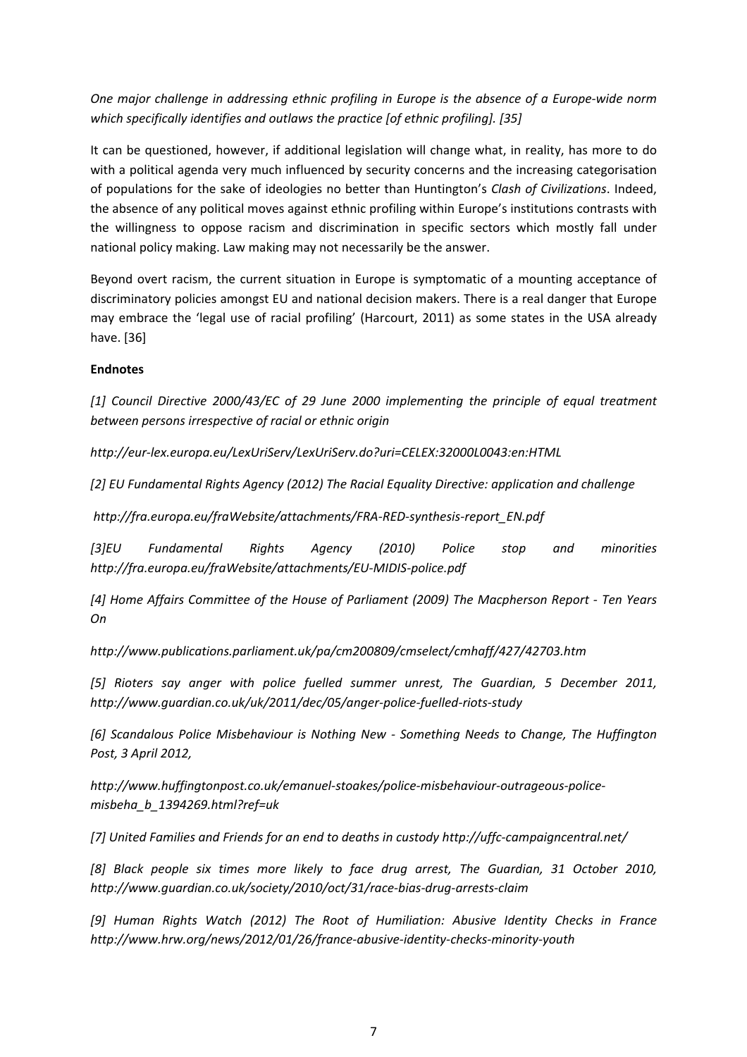*One major challenge in addressing ethnic profiling in Europe is the absence of a Europe-wide norm which specifically identifies and outlaws the practice [of ethnic profiling]. [35]*

It can be questioned, however, if additional legislation will change what, in reality, has more to do with a political agenda very much influenced by security concerns and the increasing categorisation of populations for the sake of ideologies no better than Huntington's *Clash of Civilizations*. Indeed, the absence of any political moves against ethnic profiling within Europe's institutions contrasts with the willingness to oppose racism and discrimination in specific sectors which mostly fall under national policy making. Law making may not necessarily be the answer.

Beyond overt racism, the current situation in Europe is symptomatic of a mounting acceptance of discriminatory policies amongst EU and national decision makers. There is a real danger that Europe may embrace the 'legal use of racial profiling' (Harcourt, 2011) as some states in the USA already have. [36]

**Endnotes**

*[1] Council Directive 2000/43/EC of 29 June 2000 implementing the principle of equal treatment between persons irrespective of racial or ethnic origin*

*http://eur-lex.europa.eu/LexUriServ/LexUriServ.do?uri=CELEX:32000L0043:en:HTML*

*[2] EU Fundamental Rights Agency (2012) The Racial Equality Directive: application and challenge*

*http://fra.europa.eu/fraWebsite/attachments/FRA-RED-synthesis-report_EN.pdf*

*[3]EU Fundamental Rights Agency (2010) Police stop and minorities http://fra.europa.eu/fraWebsite/attachments/EU-MIDIS-police.pdf*

*[4] Home Affairs Committee of the House of Parliament (2009) The Macpherson Report - Ten Years On*

*http://www.publications.parliament.uk/pa/cm200809/cmselect/cmhaff/427/42703.htm*

*[5] Rioters say anger with police fuelled summer unrest, The Guardian, 5 December 2011, http://www.guardian.co.uk/uk/2011/dec/05/anger-police-fuelled-riots-study*

*[6] Scandalous Police Misbehaviour is Nothing New - Something Needs to Change, The Huffington Post, 3 April 2012,*

*http://www.huffingtonpost.co.uk/emanuel-stoakes/police-misbehaviour-outrageous-police-misbeha_b_1394269.html?ref=uk*

*[7] United Families and Friends for an end to deaths in custody http://uffc-campaigncentral.net/*

*[8] Black people six times more likely to face drug arrest, The Guardian, 31 October 2010, http://www.guardian.co.uk/society/2010/oct/31/race-bias-drug-arrests-claim*

*[9] Human Rights Watch (2012) The Root of Humiliation: Abusive Identity Checks in France http://www.hrw.org/news/2012/01/26/france-abusive-identity-checks-minority-youth*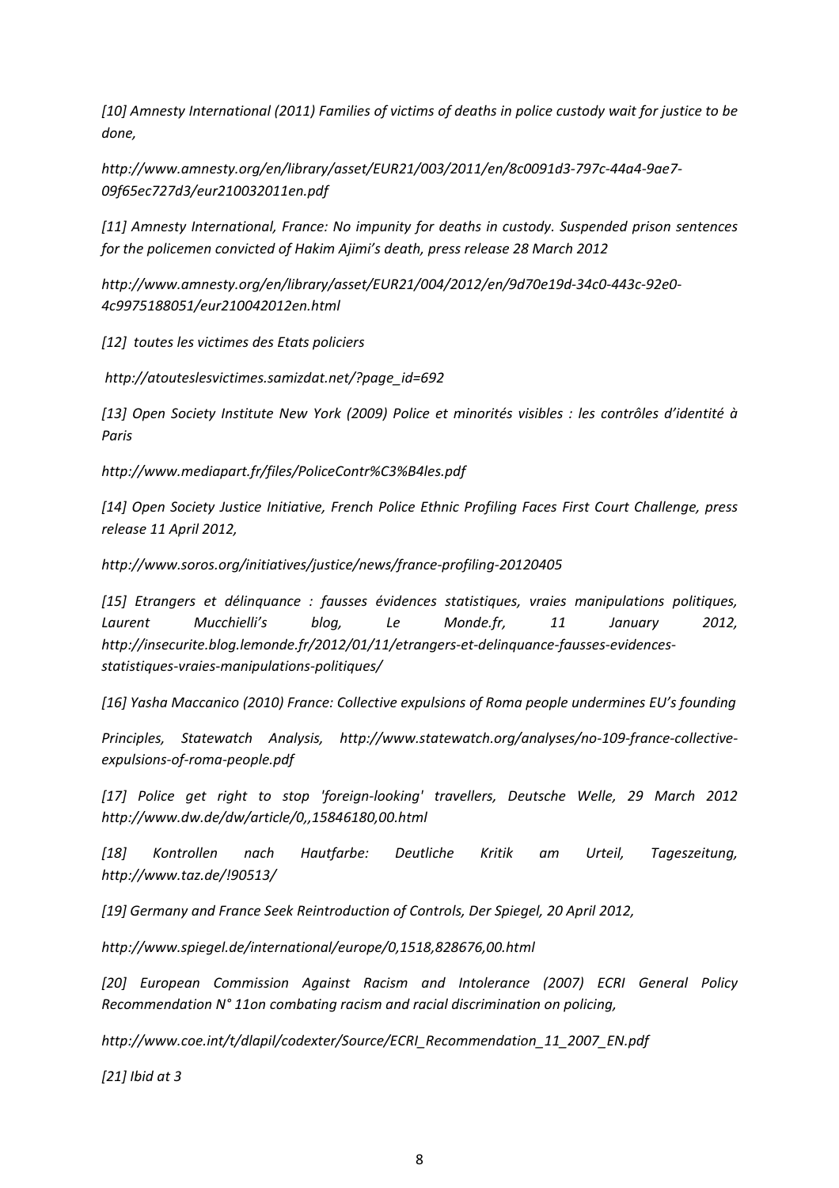*[10] Amnesty International (2011) Families of victims of deaths in police custody wait for justice to be done,*

*http://www.amnesty.org/en/library/asset/EUR21/003/2011/en/8c0091d3-797c-44a4-9ae7-09f65ec727d3/eur210032011en.pdf*

*[11] Amnesty International, France: No impunity for deaths in custody. Suspended prison sentences for the policemen convicted of Hakim Ajimi's death, press release 28 March 2012*

*http://www.amnesty.org/en/library/asset/EUR21/004/2012/en/9d70e19d-34c0-443c-92e0-4c9975188051/eur210042012en.html*

*[12] toutes les victimes des Etats policiers*

*http://atouteslesvictimes.samizdat.net/?page_id=692*

*[13] Open Society Institute New York (2009) Police et minorités visibles : les contrôles d'identité à Paris*

*http://www.mediapart.fr/files/PoliceContr%C3%B4les.pdf*

*[14] Open Society Justice Initiative, French Police Ethnic Profiling Faces First Court Challenge, press release 11 April 2012,*

*http://www.soros.org/initiatives/justice/news/france-profiling-20120405*

*[15] Etrangers et délinquance : fausses évidences statistiques, vraies manipulations politiques, Laurent Mucchielli's blog, Le Monde.fr, 11 January 2012, http://insecurite.blog.lemonde.fr/2012/01/11/etrangers-et-delinquance-fausses-evidences-statistiques-vraies-manipulations-politiques/*

*[16] Yasha Maccanico (2010) France: Collective expulsions of Roma people undermines EU's founding*

*Principles, Statewatch Analysis, http://www.statewatch.org/analyses/no-109-france-collective-expulsions-of-roma-people.pdf*

*[17] Police get right to stop 'foreign-looking' travellers, Deutsche Welle, 29 March 2012 http://www.dw.de/dw/article/0,,15846180,00.html*

*[18] Kontrollen nach Hautfarbe: Deutliche Kritik am Urteil, Tageszeitung, http://www.taz.de/!90513/*

*[19] Germany and France Seek Reintroduction of Controls, Der Spiegel, 20 April 2012,*

*http://www.spiegel.de/international/europe/0,1518,828676,00.html*

*[20] European Commission Against Racism and Intolerance (2007) ECRI General Policy Recommendation N° 11on combating racism and racial discrimination on policing,*

*http://www.coe.int/t/dlapil/codexter/Source/ECRI_Recommendation_11_2007_EN.pdf*

*[21] Ibid at 3*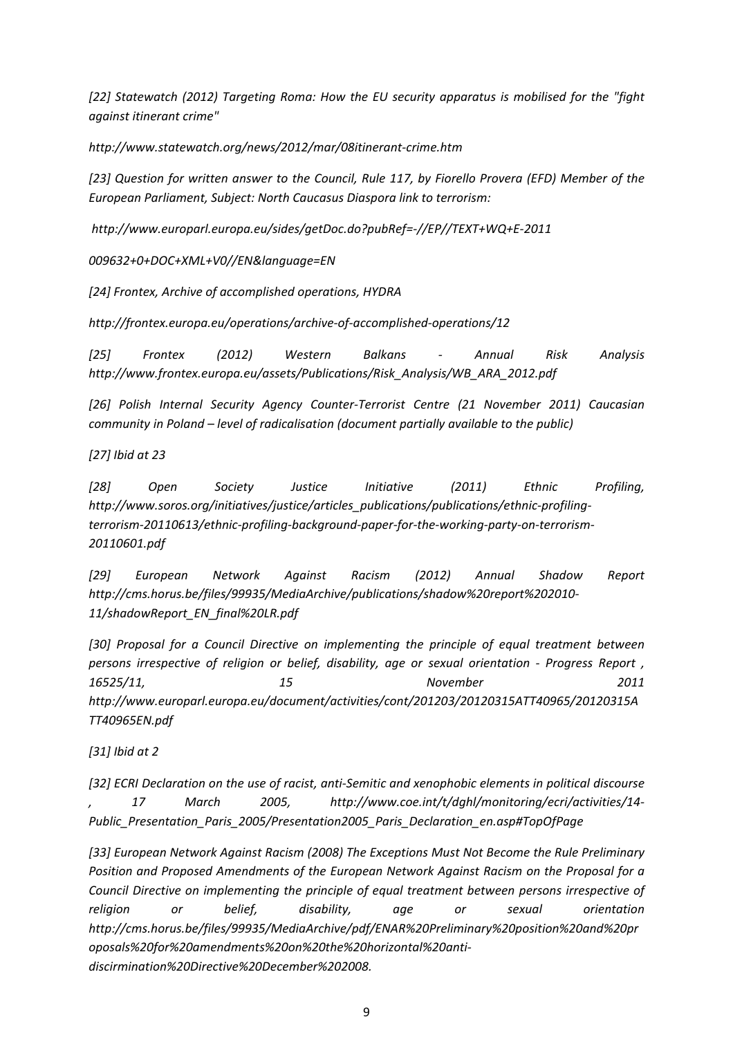*[22] Statewatch (2012) Targeting Roma: How the EU security apparatus is mobilised for the "fight against itinerant crime"*

*http://www.statewatch.org/news/2012/mar/08itinerant-crime.htm*

*[23] Question for written answer to the Council, Rule 117, by Fiorello Provera (EFD) Member of the European Parliament, Subject: North Caucasus Diaspora link to terrorism:*

*http://www.europarl.europa.eu/sides/getDoc.do?pubRef=-//EP//TEXT+WQ+E-2011*

*009632+0+DOC+XML+V0//EN&language=EN*

*[24] Frontex, Archive of accomplished operations, HYDRA*

*http://frontex.europa.eu/operations/archive-of-accomplished-operations/12*

*[25] Frontex (2012) Western Balkans - Annual Risk Analysis http://www.frontex.europa.eu/assets/Publications/Risk_Analysis/WB_ARA_2012.pdf*

*[26] Polish Internal Security Agency Counter-Terrorist Centre (21 November 2011) Caucasian community in Poland – level of radicalisation (document partially available to the public)*

*[27] Ibid at 23*

*[28] Open Society Justice Initiative (2011) Ethnic Profiling, http://www.soros.org/initiatives/justice/articles_publications/publications/ethnic-profiling-terrorism-20110613/ethnic-profiling-background-paper-for-the-working-party-on-terrorism-20110601.pdf*

*[29] European Network Against Racism (2012) Annual Shadow Report http://cms.horus.be/files/99935/MediaArchive/publications/shadow%20report%202010-11/shadowReport_EN_final%20LR.pdf*

*[30] Proposal for a Council Directive on implementing the principle of equal treatment between persons irrespective of religion or belief, disability, age or sexual orientation - Progress Report , 16525/11, 15 November 2011 http://www.europarl.europa.eu/document/activities/cont/201203/20120315ATT40965/20120315ATT40965EN.pdf*

*[31] Ibid at 2*

*[32] ECRI Declaration on the use of racist, anti-Semitic and xenophobic elements in political discourse , 17 March 2005, http://www.coe.int/t/dghl/monitoring/ecri/activities/14-Public_Presentation_Paris_2005/Presentation2005_Paris_Declaration_en.asp#TopOfPage*

*[33] European Network Against Racism (2008) The Exceptions Must Not Become the Rule Preliminary Position and Proposed Amendments of the European Network Against Racism on the Proposal for a Council Directive on implementing the principle of equal treatment between persons irrespective of religion or belief, disability, age or sexual orientation http://cms.horus.be/files/99935/MediaArchive/pdf/ENAR%20Preliminary%20position%20and%20proposals%20for%20amendments%20on%20the%20horizontal%20anti-discirmination%20Directive%20December%202008.*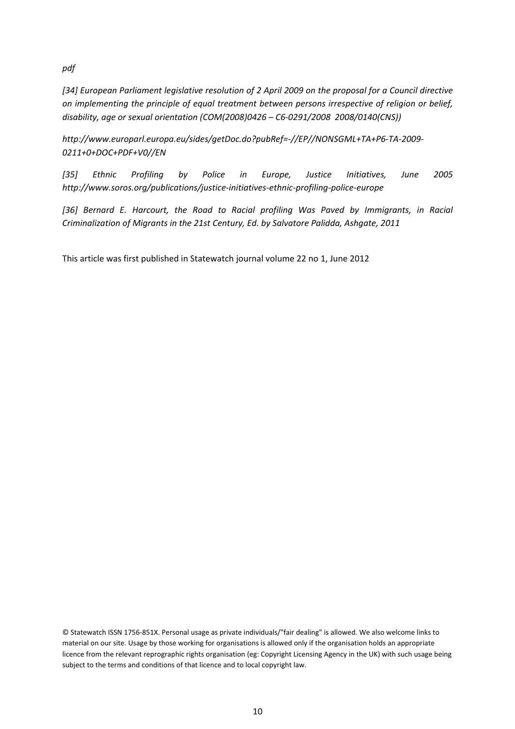*pdf*

*[34] European Parliament legislative resolution of 2 April 2009 on the proposal for a Council directive on implementing the principle of equal treatment between persons irrespective of religion or belief, disability, age or sexual orientation (COM(2008)0426 – C6-0291/2008 2008/0140(CNS))*

*http://www.europarl.europa.eu/sides/getDoc.do?pubRef=-//EP//NONSGML+TA+P6-TA-2009-0211+0+DOC+PDF+V0//EN*

*[35] Ethnic Profiling by Police in Europe, Justice Initiatives, June 2005 http://www.soros.org/publications/justice-initiatives-ethnic-profiling-police-europe*

*[36] Bernard E. Harcourt, the Road to Racial profiling Was Paved by Immigrants, in Racial Criminalization of Migrants in the 21st Century, Ed. by Salvatore Palidda, Ashgate, 2011*

This article was first published in Statewatch journal volume 22 no 1, June 2012

© Statewatch ISSN 1756-851X. Personal usage as private individuals/"fair dealing" is allowed. We also welcome links to material on our site. Usage by those working for organisations is allowed only if the organisation holds an appropriate licence from the relevant reprographic rights organisation (eg: Copyright Licensing Agency in the UK) with such usage being subject to the terms and conditions of that licence and to local copyright law.